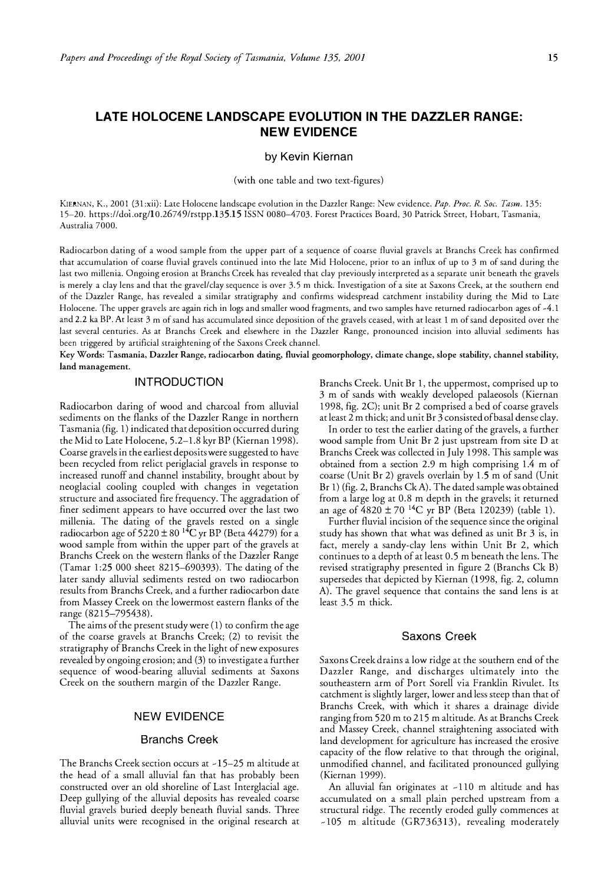# LATE HOLOCENE LANDSCAPE EVOLUTION IN THE DAZZLER RANGE: NEW EVIDENCE

by Kevin Kiernan

(with one table and two text-figures)

KIERNAN, K., 2001 (31:xii): Late Holocene landscape evolution in the Dazzler Range: New evidence. *Pap. Proc. R. Soc. Tasm.* 135: 15–20. https://doi.org/10.26749/rstpp.135.15 ISSN 0080–4703. Forest Practices Board, 30 Patrick Street, Hobart, Tasmania, Australia 7000.

Radiocarbon dating of a wood sample from the upper part of a sequence of coarse fluvial gravels at Branchs Creek has confirmed that accumulation of coarse fluvial gravels continued into the late Mid Holocene, prior to an influx of up to 3 m of sand during the last two millennia. Ongoing erosion at Branchs Creek has revealed that clay previously interpreted as a separate unit beneath the gravels is merely a clay lens and that the gravel/clay sequence is over 3.5 m thick. Investigation of a site at Saxons Creek, at the southern end of the Dazzler Range, has revealed a similar stratigraphy and confirms widespread catchment instability during the Mid to Late Holocene. The upper gravels are again rich in logs and smaller wood fragments, and two samples have returned radiocarbon ages of ~4.1 and 2.2 ka BP. At least 3 m of sand has accumulated since deposition of the gravels ceased, with at least 1 m of sand deposited over the last several centuries. As at Branchs Creek and elsewhere in the Dazzler Range, pronounced incision into alluvial sediments has been triggered by artificial straightening of the Saxons Creek channel.

**Key Words:** Tasmania, Dazzler Range, radiocarbon dating, fluvial geomorphology, climate change, slope stability, channel stability, land management.

## INTRODUCTION

Radiocarbon dating of wood and charcoal from alluvial sediments on the flanks of the Dazzler Range in northern Tasmania (fig. 1) indicated that deposition occurred during the Mid to Late Holocene, 5.2–1.8 kyr BP (Kiernan 1998). Coarse gravels in the earliest deposits were suggested to have been recycled from relict periglacial gravels in response to increased runoff and channel instability, brought about by neoglacial cooling coupled with changes in vegetation structure and associated fire frequency. The aggradation of finer sediment appears to have occurred over the last two millenia. The dating of the gravels rested on a single radiocarbon age of 5220 ± 80 $^{14}$C yr BP (Beta 44279) for a wood sample from within the upper part of the gravels at Branchs Creek on the western flanks of the Dazzler Range (Tamar 1:25 000 sheet 8215–690393). The dating of the later sandy alluvial sediments rested on two radiocarbon results from Branchs Creek, and a further radiocarbon date from Massey Creek on the lowermost eastern flanks of the range (8215–795438).

The aims of the present study were (1) to confirm the age of the coarse gravels at Branchs Creek; (2) to revisit the stratigraphy of Branchs Creek in the light of new exposures revealed by ongoing erosion; and (3) to investigate a further sequence of wood-bearing alluvial sediments at Saxons Creek on the southern margin of the Dazzler Range.

## NEW EVIDENCE

### Branchs Creek

The Branchs Creek section occurs at ~15–25 m altitude at the head of a small alluvial fan that has probably been constructed over an old shoreline of Last Interglacial age. Deep gullying of the alluvial deposits has revealed coarse fluvial gravels buried deeply beneath fluvial sands. Three alluvial units were recognised in the original research at Branchs Creek. Unit Br 1, the uppermost, comprised up to 3 m of sands with weakly developed palaeosols (Kiernan 1998, fig. 2C); unit Br 2 comprised a bed of coarse gravels at least 2 m thick; and unit Br 3 consisted of basal dense clay.

In order to test the earlier dating of the gravels, a further wood sample from Unit Br 2 just upstream from site D at Branchs Creek was collected in July 1998. This sample was obtained from a section 2.9 m high comprising 1.4 m of coarse (Unit Br 2) gravels overlain by 1.5 m of sand (Unit Br 1) (fig. 2, Branchs Ck A). The dated sample was obtained from a large log at 0.8 m depth in the gravels; it returned an age of 4820 ± 70 $^{14}$C yr BP (Beta 120239) (table 1).

Further fluvial incision of the sequence since the original study has shown that what was defined as unit Br 3 is, in fact, merely a sandy-clay lens within Unit Br 2, which continues to a depth of at least 0.5 m beneath the lens. The revised stratigraphy presented in figure 2 (Branchs Ck B) supersedes that depicted by Kiernan (1998, fig. 2, column A). The gravel sequence that contains the sand lens is at least 3.5 m thick.

### Saxons Creek

Saxons Creek drains a low ridge at the southern end of the Dazzler Range, and discharges ultimately into the southeastern arm of Port Sorell via Franklin Rivulet. Its catchment is slightly larger, lower and less steep than that of Branchs Creek, with which it shares a drainage divide ranging from 520 m to 215 m altitude. As at Branchs Creek and Massey Creek, channel straightening associated with land development for agriculture has increased the erosive capacity of the flow relative to that through the original, unmodified channel, and facilitated pronounced gullying (Kiernan 1999).

An alluvial fan originates at ~110 m altitude and has accumulated on a small plain perched upstream from a structural ridge. The recently eroded gully commences at ~105 m altitude (GR736313), revealing moderately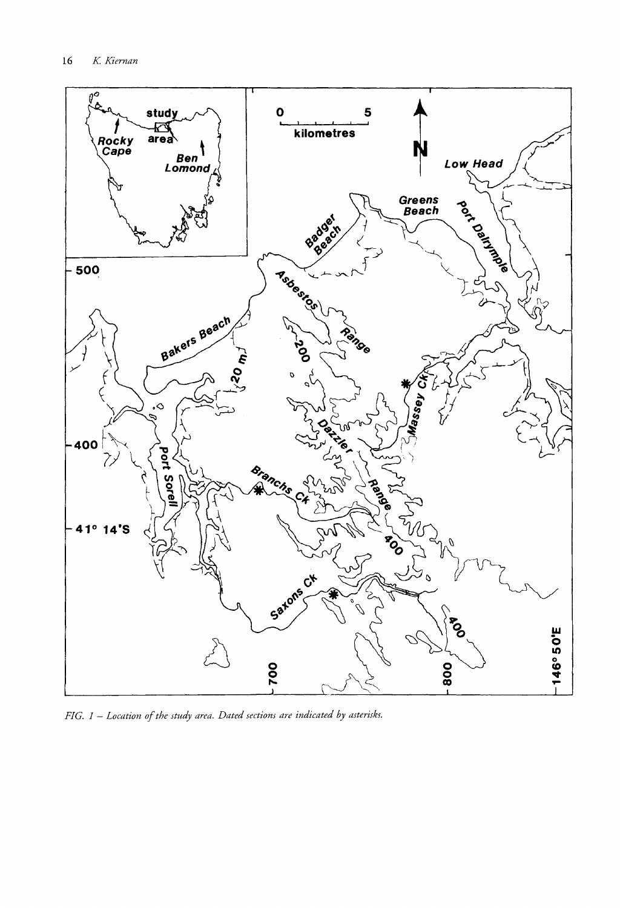*FIG. 1 – Location of the study area. Dated sections are indicated by asterisks.*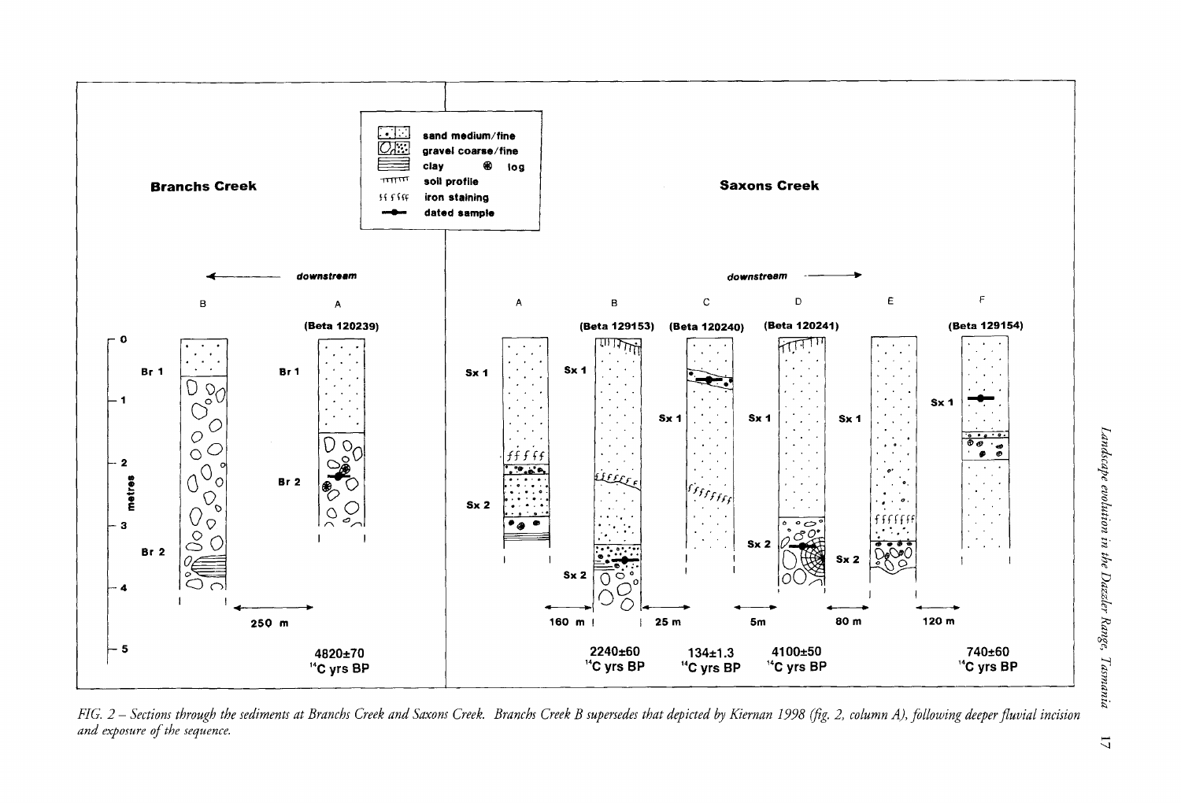FIG. 2 – *Sections through the sediments at Branchs Creek and Saxons Creek. Branchs Creek B supersedes that depicted by Kiernan 1998 (fig. 2, column A), following deeper fluvial incision and exposure of the sequence.*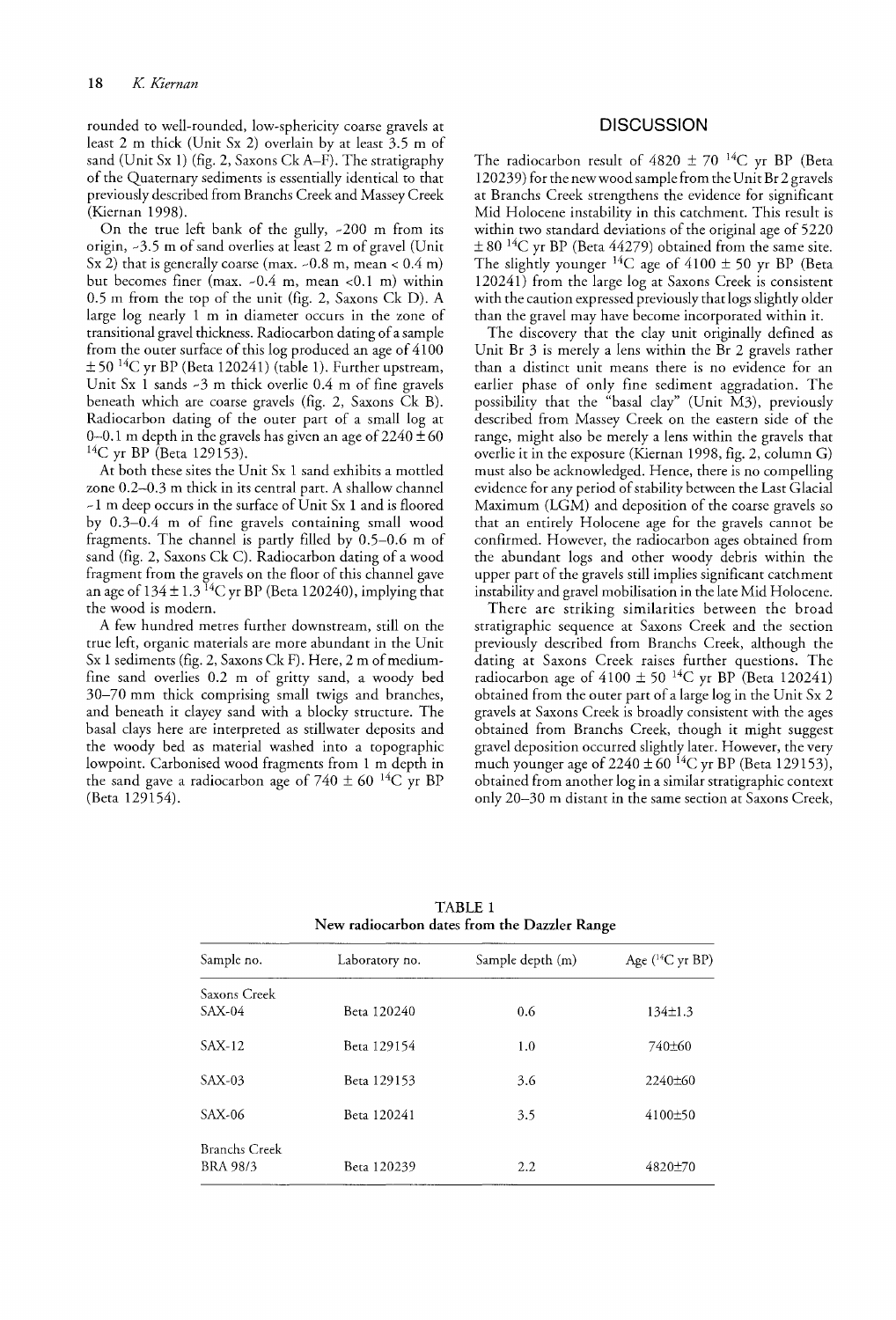rounded to well-rounded, low-sphericity coarse gravels at least 2 m thick (Unit Sx 2) overlain by at least 3.5 m of sand (Unit Sx 1) (fig. 2, Saxons Ck A–F). The stratigraphy of the Quaternary sediments is essentially identical to that previously described from Branchs Creek and Massey Creek (Kiernan 1998).

On the true left bank of the gully, ~200 m from its origin, ~3.5 m of sand overlies at least 2 m of gravel (Unit Sx 2) that is generally coarse (max. ~0.8 m, mean < 0.4 m) but becomes finer (max. ~0.4 m, mean <0.1 m) within 0.5 m from the top of the unit (fig. 2, Saxons Ck D). A large log nearly 1 m in diameter occurs in the zone of transitional gravel thickness. Radiocarbon dating of a sample from the outer surface of this log produced an age of 4100 ± 50 $^{14}$C yr BP (Beta 120241) (table 1). Further upstream, Unit Sx 1 sands ~3 m thick overlie 0.4 m of fine gravels beneath which are coarse gravels (fig. 2, Saxons Ck B). Radiocarbon dating of the outer part of a small log at 0–0.1 m depth in the gravels has given an age of 2240 ± 60 $^{14}$C yr BP (Beta 129153).

At both these sites the Unit Sx 1 sand exhibits a mottled zone 0.2–0.3 m thick in its central part. A shallow channel ~1 m deep occurs in the surface of Unit Sx 1 and is floored by 0.3–0.4 m of fine gravels containing small wood fragments. The channel is partly filled by 0.5–0.6 m of sand (fig. 2, Saxons Ck C). Radiocarbon dating of a wood fragment from the gravels on the floor of this channel gave an age of 134 ± 1.3 $^{14}$C yr BP (Beta 120240), implying that the wood is modern.

A few hundred metres further downstream, still on the true left, organic materials are more abundant in the Unit Sx 1 sediments (fig. 2, Saxons Ck F). Here, 2 m of medium-fine sand overlies 0.2 m of gritty sand, a woody bed 30–70 mm thick comprising small twigs and branches, and beneath it clayey sand with a blocky structure. The basal clays here are interpreted as stillwater deposits and the woody bed as material washed into a topographic lowpoint. Carbonised wood fragments from 1 m depth in the sand gave a radiocarbon age of 740 ± 60 $^{14}$C yr BP (Beta 129154).

## DISCUSSION

The radiocarbon result of 4820 ± 70 $^{14}$C yr BP (Beta 120239) for the new wood sample from the Unit Br 2 gravels at Branchs Creek strengthens the evidence for significant Mid Holocene instability in this catchment. This result is within two standard deviations of the original age of 5220 ± 80 $^{14}$C yr BP (Beta 44279) obtained from the same site. The slightly younger $^{14}$C age of 4100 ± 50 yr BP (Beta 120241) from the large log at Saxons Creek is consistent with the caution expressed previously that logs slightly older than the gravel may have become incorporated within it.

The discovery that the clay unit originally defined as Unit Br 3 is merely a lens within the Br 2 gravels rather than a distinct unit means there is no evidence for an earlier phase of only fine sediment aggradation. The possibility that the "basal clay" (Unit M3), previously described from Massey Creek on the eastern side of the range, might also be merely a lens within the gravels that overlie it in the exposure (Kiernan 1998, fig. 2, column G) must also be acknowledged. Hence, there is no compelling evidence for any period of stability between the Last Glacial Maximum (LGM) and deposition of the coarse gravels so that an entirely Holocene age for the gravels cannot be confirmed. However, the radiocarbon ages obtained from the abundant logs and other woody debris within the upper part of the gravels still implies significant catchment instability and gravel mobilisation in the late Mid Holocene.

There are striking similarities between the broad stratigraphic sequence at Saxons Creek and the section previously described from Branchs Creek, although the dating at Saxons Creek raises further questions. The radiocarbon age of 4100 ± 50 $^{14}$C yr BP (Beta 120241) obtained from the outer part of a large log in the Unit Sx 2 gravels at Saxons Creek is broadly consistent with the ages obtained from Branchs Creek, though it might suggest gravel deposition occurred slightly later. However, the very much younger age of 2240 ± 60 $^{14}$C yr BP (Beta 129153), obtained from another log in a similar stratigraphic context only 20–30 m distant in the same section at Saxons Creek,

TABLE 1
New radiocarbon dates from the Dazzler Range

| Sample no. | Laboratory no. | Sample depth (m) | Age ($^{14}$C yr BP) |
|---|---|---|---|
| Saxons Creek | | | |
| SAX-04 | Beta 120240 | 0.6 | 134±1.3 |
| SAX-12 | Beta 129154 | 1.0 | 740±60 |
| SAX-03 | Beta 129153 | 3.6 | 2240±60 |
| SAX-06 | Beta 120241 | 3.5 | 4100±50 |
| Branchs Creek | | | |
| BRA 98/3 | Beta 120239 | 2.2 | 4820±70 |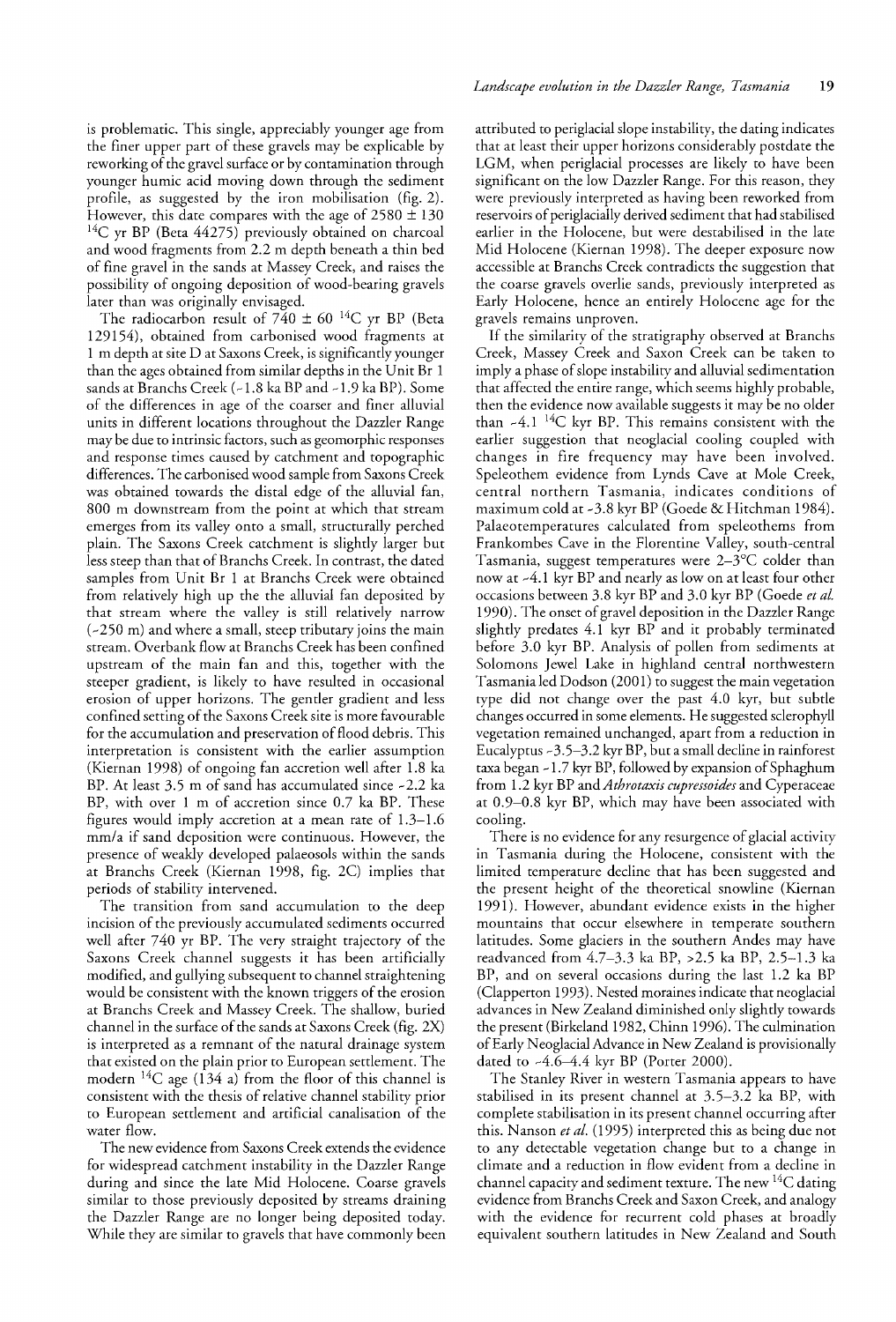is problematic. This single, appreciably younger age from the finer upper part of these gravels may be explicable by reworking of the gravel surface or by contamination through younger humic acid moving down through the sediment profile, as suggested by the iron mobilisation (fig. 2). However, this date compares with the age of 2580 ± 130 $^{14}$C yr BP (Beta 44275) previously obtained on charcoal and wood fragments from 2.2 m depth beneath a thin bed of fine gravel in the sands at Massey Creek, and raises the possibility of ongoing deposition of wood-bearing gravels later than was originally envisaged.

The radiocarbon result of 740 ± 60 $^{14}$C yr BP (Beta 129154), obtained from carbonised wood fragments at 1 m depth at site D at Saxons Creek, is significantly younger than the ages obtained from similar depths in the Unit Br 1 sands at Branchs Creek (~1.8 ka BP and ~1.9 ka BP). Some of the differences in age of the coarser and finer alluvial units in different locations throughout the Dazzler Range may be due to intrinsic factors, such as geomorphic responses and response times caused by catchment and topographic differences. The carbonised wood sample from Saxons Creek was obtained towards the distal edge of the alluvial fan, 800 m downstream from the point at which that stream emerges from its valley onto a small, structurally perched plain. The Saxons Creek catchment is slightly larger but less steep than that of Branchs Creek. In contrast, the dated samples from Unit Br 1 at Branchs Creek were obtained from relatively high up the the alluvial fan deposited by that stream where the valley is still relatively narrow (~250 m) and where a small, steep tributary joins the main stream. Overbank flow at Branchs Creek has been confined upstream of the main fan and this, together with the steeper gradient, is likely to have resulted in occasional erosion of upper horizons. The gentler gradient and less confined setting of the Saxons Creek site is more favourable for the accumulation and preservation of flood debris. This interpretation is consistent with the earlier assumption (Kiernan 1998) of ongoing fan accretion well after 1.8 ka BP. At least 3.5 m of sand has accumulated since ~2.2 ka BP, with over 1 m of accretion since 0.7 ka BP. These figures would imply accretion at a mean rate of 1.3–1.6 mm/a if sand deposition were continuous. However, the presence of weakly developed palaeosols within the sands at Branchs Creek (Kiernan 1998, fig. 2C) implies that periods of stability intervened.

The transition from sand accumulation to the deep incision of the previously accumulated sediments occurred well after 740 yr BP. The very straight trajectory of the Saxons Creek channel suggests it has been artificially modified, and gullying subsequent to channel straightening would be consistent with the known triggers of the erosion at Branchs Creek and Massey Creek. The shallow, buried channel in the surface of the sands at Saxons Creek (fig. 2X) is interpreted as a remnant of the natural drainage system that existed on the plain prior to European settlement. The modern $^{14}$C age (134 a) from the floor of this channel is consistent with the thesis of relative channel stability prior to European settlement and artificial canalisation of the water flow.

The new evidence from Saxons Creek extends the evidence for widespread catchment instability in the Dazzler Range during and since the late Mid Holocene. Coarse gravels similar to those previously deposited by streams draining the Dazzler Range are no longer being deposited today. While they are similar to gravels that have commonly been attributed to periglacial slope instability, the dating indicates that at least their upper horizons considerably postdate the LGM, when periglacial processes are likely to have been significant on the low Dazzler Range. For this reason, they were previously interpreted as having been reworked from reservoirs of periglacially derived sediment that had stabilised earlier in the Holocene, but were destabilised in the late Mid Holocene (Kiernan 1998). The deeper exposure now accessible at Branchs Creek contradicts the suggestion that the coarse gravels overlie sands, previously interpreted as Early Holocene, hence an entirely Holocene age for the gravels remains unproven.

If the similarity of the stratigraphy observed at Branchs Creek, Massey Creek and Saxon Creek can be taken to imply a phase of slope instability and alluvial sedimentation that affected the entire range, which seems highly probable, then the evidence now available suggests it may be no older than ~4.1 $^{14}$C kyr BP. This remains consistent with the earlier suggestion that neoglacial cooling coupled with changes in fire frequency may have been involved. Speleothem evidence from Lynds Cave at Mole Creek, central northern Tasmania, indicates conditions of maximum cold at ~3.8 kyr BP (Goede & Hitchman 1984). Palaeotemperatures calculated from speleothems from Frankombes Cave in the Florentine Valley, south-central Tasmania, suggest temperatures were 2–3°C colder than now at ~4.1 kyr BP and nearly as low on at least four other occasions between 3.8 kyr BP and 3.0 kyr BP (Goede *et al.* 1990). The onset of gravel deposition in the Dazzler Range slightly predates 4.1 kyr BP and it probably terminated before 3.0 kyr BP. Analysis of pollen from sediments at Solomons Jewel Lake in highland central northwestern Tasmania led Dodson (2001) to suggest the main vegetation type did not change over the past 4.0 kyr, but subtle changes occurred in some elements. He suggested sclerophyll vegetation remained unchanged, apart from a reduction in Eucalyptus ~3.5–3.2 kyr BP, but a small decline in rainforest taxa began ~1.7 kyr BP, followed by expansion of Sphaghum from 1.2 kyr BP and *Athrotaxis cupressoides* and Cyperaceae at 0.9–0.8 kyr BP, which may have been associated with cooling.

There is no evidence for any resurgence of glacial activity in Tasmania during the Holocene, consistent with the limited temperature decline that has been suggested and the present height of the theoretical snowline (Kiernan 1991). However, abundant evidence exists in the higher mountains that occur elsewhere in temperate southern latitudes. Some glaciers in the southern Andes may have readvanced from 4.7–3.3 ka BP, >2.5 ka BP, 2.5–1.3 ka BP, and on several occasions during the last 1.2 ka BP (Clapperton 1993). Nested moraines indicate that neoglacial advances in New Zealand diminished only slightly towards the present (Birkeland 1982, Chinn 1996). The culmination of Early Neoglacial Advance in New Zealand is provisionally dated to ~4.6–4.4 kyr BP (Porter 2000).

The Stanley River in western Tasmania appears to have stabilised in its present channel at 3.5–3.2 ka BP, with complete stabilisation in its present channel occurring after this. Nanson *et al.* (1995) interpreted this as being due not to any detectable vegetation change but to a change in climate and a reduction in flow evident from a decline in channel capacity and sediment texture. The new $^{14}$C dating evidence from Branchs Creek and Saxon Creek, and analogy with the evidence for recurrent cold phases at broadly equivalent southern latitudes in New Zealand and South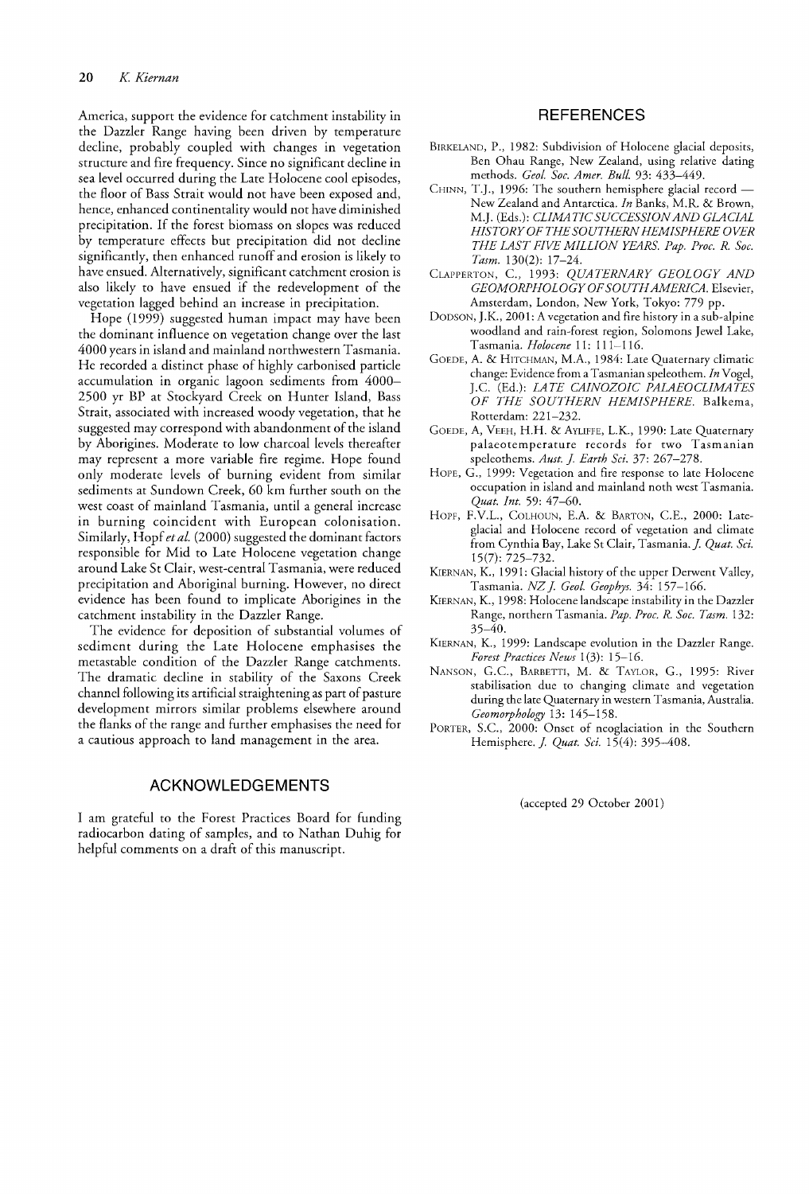America, support the evidence for catchment instability in the Dazzler Range having been driven by temperature decline, probably coupled with changes in vegetation structure and fire frequency. Since no significant decline in sea level occurred during the Late Holocene cool episodes, the floor of Bass Strait would not have been exposed and, hence, enhanced continentality would not have diminished precipitation. If the forest biomass on slopes was reduced by temperature effects but precipitation did not decline significantly, then enhanced runoff and erosion is likely to have ensued. Alternatively, significant catchment erosion is also likely to have ensued if the redevelopment of the vegetation lagged behind an increase in precipitation.

Hope (1999) suggested human impact may have been the dominant influence on vegetation change over the last 4000 years in island and mainland northwestern Tasmania. He recorded a distinct phase of highly carbonised particle accumulation in organic lagoon sediments from 4000–2500 yr BP at Stockyard Creek on Hunter Island, Bass Strait, associated with increased woody vegetation, that he suggested may correspond with abandonment of the island by Aborigines. Moderate to low charcoal levels thereafter may represent a more variable fire regime. Hope found only moderate levels of burning evident from similar sediments at Sundown Creek, 60 km further south on the west coast of mainland Tasmania, until a general increase in burning coincident with European colonisation. Similarly, Hopf *et al.* (2000) suggested the dominant factors responsible for Mid to Late Holocene vegetation change around Lake St Clair, west-central Tasmania, were reduced precipitation and Aboriginal burning. However, no direct evidence has been found to implicate Aborigines in the catchment instability in the Dazzler Range.

The evidence for deposition of substantial volumes of sediment during the Late Holocene emphasises the metastable condition of the Dazzler Range catchments. The dramatic decline in stability of the Saxons Creek channel following its artificial straightening as part of pasture development mirrors similar problems elsewhere around the flanks of the range and further emphasises the need for a cautious approach to land management in the area.

## ACKNOWLEDGEMENTS

I am grateful to the Forest Practices Board for funding radiocarbon dating of samples, and to Nathan Duhig for helpful comments on a draft of this manuscript.

## REFERENCES

BIRKELAND, P., 1982: Subdivision of Holocene glacial deposits, Ben Ohau Range, New Zealand, using relative dating methods. *Geol. Soc. Amer. Bull.* 93: 433–449.

CHINN, T.J., 1996: The southern hemisphere glacial record — New Zealand and Antarctica. *In* Banks, M.R. & Brown, M.J. (Eds.): *CLIMATIC SUCCESSION AND GLACIAL HISTORY OF THE SOUTHERN HEMISPHERE OVER THE LAST FIVE MILLION YEARS. Pap. Proc. R. Soc. Tasm.* 130(2): 17–24.

CLAPPERTON, C., 1993: *QUATERNARY GEOLOGY AND GEOMORPHOLOGY OF SOUTH AMERICA*. Elsevier, Amsterdam, London, New York, Tokyo: 779 pp.

DODSON, J.K., 2001: A vegetation and fire history in a sub-alpine woodland and rain-forest region, Solomons Jewel Lake, Tasmania. *Holocene* 11: 111–116.

GOEDE, A. & HITCHMAN, M.A., 1984: Late Quaternary climatic change: Evidence from a Tasmanian speleothem. *In* Vogel, J.C. (Ed.): *LATE CAINOZOIC PALAEOCLIMATES OF THE SOUTHERN HEMISPHERE*. Balkema, Rotterdam: 221–232.

GOEDE, A, VEEH, H.H. & AYLIFFE, L.K., 1990: Late Quaternary palaeotemperature records for two Tasmanian speleothems. *Aust. J. Earth Sci.* 37: 267–278.

HOPE, G., 1999: Vegetation and fire response to late Holocene occupation in island and mainland noth west Tasmania. *Quat. Int.* 59: 47–60.

HOPF, F.V.L., COLHOUN, E.A. & BARTON, C.E., 2000: Late-glacial and Holocene record of vegetation and climate from Cynthia Bay, Lake St Clair, Tasmania. *J. Quat. Sci.* 15(7): 725–732.

KIERNAN, K., 1991: Glacial history of the upper Derwent Valley, Tasmania. *NZ J. Geol. Geophys.* 34: 157–166.

KIERNAN, K., 1998: Holocene landscape instability in the Dazzler Range, northern Tasmania. *Pap. Proc. R. Soc. Tasm.* 132: 35–40.

KIERNAN, K., 1999: Landscape evolution in the Dazzler Range. *Forest Practices News* 1(3): 15–16.

NANSON, G.C., BARBETTI, M. & TAYLOR, G., 1995: River stabilisation due to changing climate and vegetation during the late Quaternary in western Tasmania, Australia. *Geomorphology* 13: 145–158.

PORTER, S.C., 2000: Onset of neoglaciation in the Southern Hemisphere. *J. Quat. Sci.* 15(4): 395–408.

(accepted 29 October 2001)